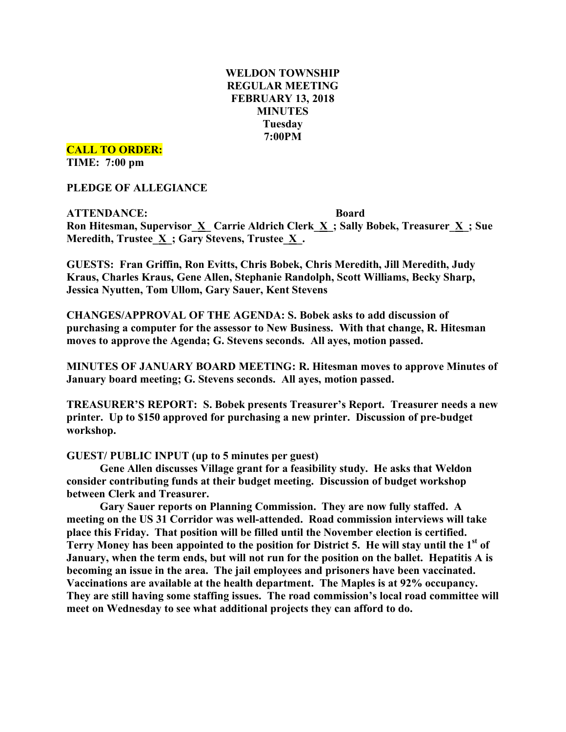**WELDON TOWNSHIP**
**REGULAR MEETING**
**FEBRUARY 13, 2018**
**MINUTES**
**Tuesday**
**7:00PM**

**CALL TO ORDER:**
**TIME: 7:00 pm**

**PLEDGE OF ALLEGIANCE**

**ATTENDANCE: Board**
**Ron Hitesman, Supervisor_X_ Carrie Aldrich Clerk_X_; Sally Bobek, Treasurer_X_; Sue Meredith, Trustee_X_; Gary Stevens, Trustee_X_.**

**GUESTS: Fran Griffin, Ron Evitts, Chris Bobek, Chris Meredith, Jill Meredith, Judy Kraus, Charles Kraus, Gene Allen, Stephanie Randolph, Scott Williams, Becky Sharp, Jessica Nyutten, Tom Ullom, Gary Sauer, Kent Stevens**

**CHANGES/APPROVAL OF THE AGENDA: S. Bobek asks to add discussion of purchasing a computer for the assessor to New Business. With that change, R. Hitesman moves to approve the Agenda; G. Stevens seconds. All ayes, motion passed.**

**MINUTES OF JANUARY BOARD MEETING: R. Hitesman moves to approve Minutes of January board meeting; G. Stevens seconds. All ayes, motion passed.**

**TREASURER'S REPORT: S. Bobek presents Treasurer's Report. Treasurer needs a new printer. Up to $150 approved for purchasing a new printer. Discussion of pre-budget workshop.**

**GUEST/ PUBLIC INPUT (up to 5 minutes per guest)**

**Gene Allen discusses Village grant for a feasibility study. He asks that Weldon consider contributing funds at their budget meeting. Discussion of budget workshop between Clerk and Treasurer.**

**Gary Sauer reports on Planning Commission. They are now fully staffed. A meeting on the US 31 Corridor was well-attended. Road commission interviews will take place this Friday. That position will be filled until the November election is certified. Terry Money has been appointed to the position for District 5. He will stay until the 1st of January, when the term ends, but will not run for the position on the ballet. Hepatitis A is becoming an issue in the area. The jail employees and prisoners have been vaccinated. Vaccinations are available at the health department. The Maples is at 92% occupancy. They are still having some staffing issues. The road commission's local road committee will meet on Wednesday to see what additional projects they can afford to do.**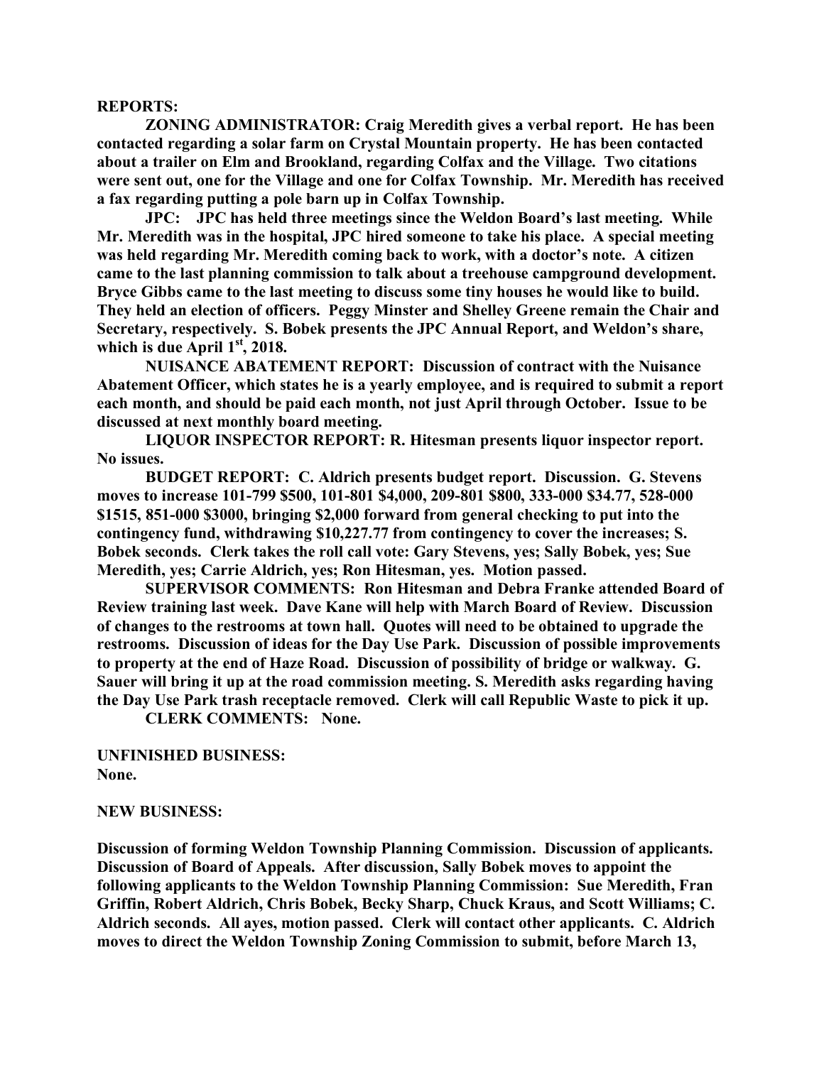**REPORTS:**

**ZONING ADMINISTRATOR: Craig Meredith gives a verbal report. He has been contacted regarding a solar farm on Crystal Mountain property. He has been contacted about a trailer on Elm and Brookland, regarding Colfax and the Village. Two citations were sent out, one for the Village and one for Colfax Township. Mr. Meredith has received a fax regarding putting a pole barn up in Colfax Township.**

**JPC: JPC has held three meetings since the Weldon Board's last meeting. While Mr. Meredith was in the hospital, JPC hired someone to take his place. A special meeting was held regarding Mr. Meredith coming back to work, with a doctor's note. A citizen came to the last planning commission to talk about a treehouse campground development. Bryce Gibbs came to the last meeting to discuss some tiny houses he would like to build. They held an election of officers. Peggy Minster and Shelley Greene remain the Chair and Secretary, respectively. S. Bobek presents the JPC Annual Report, and Weldon's share, which is due April 1st, 2018.**

**NUISANCE ABATEMENT REPORT: Discussion of contract with the Nuisance Abatement Officer, which states he is a yearly employee, and is required to submit a report each month, and should be paid each month, not just April through October. Issue to be discussed at next monthly board meeting.**

**LIQUOR INSPECTOR REPORT: R. Hitesman presents liquor inspector report. No issues.**

**BUDGET REPORT: C. Aldrich presents budget report. Discussion. G. Stevens moves to increase 101-799 $500, 101-801 $4,000, 209-801 $800, 333-000 $34.77, 528-000 $1515, 851-000 $3000, bringing $2,000 forward from general checking to put into the contingency fund, withdrawing $10,227.77 from contingency to cover the increases; S. Bobek seconds. Clerk takes the roll call vote: Gary Stevens, yes; Sally Bobek, yes; Sue Meredith, yes; Carrie Aldrich, yes; Ron Hitesman, yes. Motion passed.**

**SUPERVISOR COMMENTS: Ron Hitesman and Debra Franke attended Board of Review training last week. Dave Kane will help with March Board of Review. Discussion of changes to the restrooms at town hall. Quotes will need to be obtained to upgrade the restrooms. Discussion of ideas for the Day Use Park. Discussion of possible improvements to property at the end of Haze Road. Discussion of possibility of bridge or walkway. G. Sauer will bring it up at the road commission meeting. S. Meredith asks regarding having the Day Use Park trash receptacle removed. Clerk will call Republic Waste to pick it up.**

**CLERK COMMENTS: None.**

**UNFINISHED BUSINESS:**
**None.**

**NEW BUSINESS:**

**Discussion of forming Weldon Township Planning Commission. Discussion of applicants. Discussion of Board of Appeals. After discussion, Sally Bobek moves to appoint the following applicants to the Weldon Township Planning Commission: Sue Meredith, Fran Griffin, Robert Aldrich, Chris Bobek, Becky Sharp, Chuck Kraus, and Scott Williams; C. Aldrich seconds. All ayes, motion passed. Clerk will contact other applicants. C. Aldrich moves to direct the Weldon Township Zoning Commission to submit, before March 13,**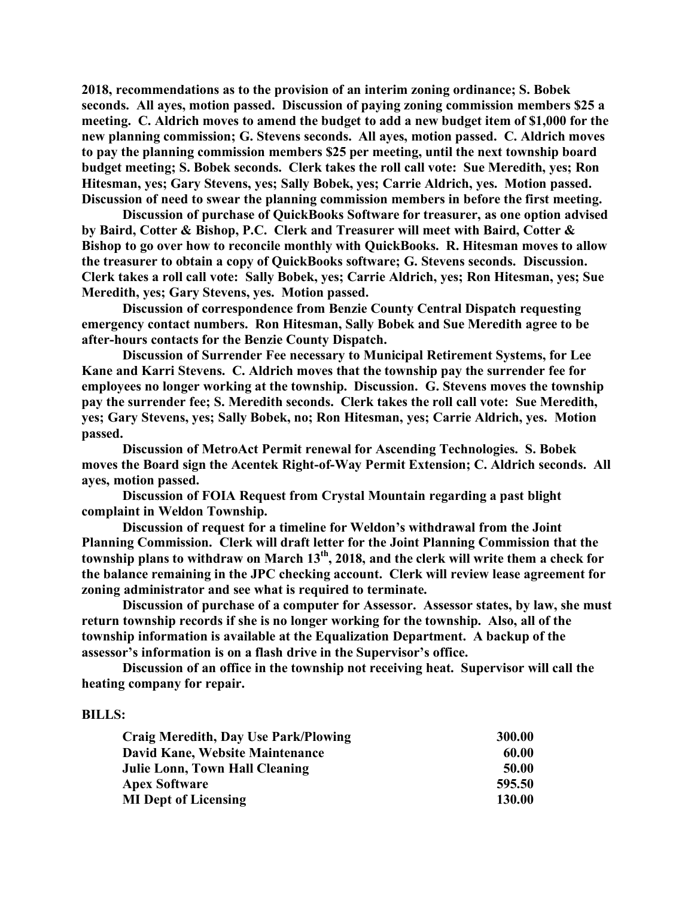**2018, recommendations as to the provision of an interim zoning ordinance; S. Bobek seconds. All ayes, motion passed. Discussion of paying zoning commission members $25 a meeting. C. Aldrich moves to amend the budget to add a new budget item of $1,000 for the new planning commission; G. Stevens seconds. All ayes, motion passed. C. Aldrich moves to pay the planning commission members $25 per meeting, until the next township board budget meeting; S. Bobek seconds. Clerk takes the roll call vote: Sue Meredith, yes; Ron Hitesman, yes; Gary Stevens, yes; Sally Bobek, yes; Carrie Aldrich, yes. Motion passed. Discussion of need to swear the planning commission members in before the first meeting.**

**Discussion of purchase of QuickBooks Software for treasurer, as one option advised by Baird, Cotter & Bishop, P.C. Clerk and Treasurer will meet with Baird, Cotter & Bishop to go over how to reconcile monthly with QuickBooks. R. Hitesman moves to allow the treasurer to obtain a copy of QuickBooks software; G. Stevens seconds. Discussion. Clerk takes a roll call vote: Sally Bobek, yes; Carrie Aldrich, yes; Ron Hitesman, yes; Sue Meredith, yes; Gary Stevens, yes. Motion passed.**

**Discussion of correspondence from Benzie County Central Dispatch requesting emergency contact numbers. Ron Hitesman, Sally Bobek and Sue Meredith agree to be after-hours contacts for the Benzie County Dispatch.**

**Discussion of Surrender Fee necessary to Municipal Retirement Systems, for Lee Kane and Karri Stevens. C. Aldrich moves that the township pay the surrender fee for employees no longer working at the township. Discussion. G. Stevens moves the township pay the surrender fee; S. Meredith seconds. Clerk takes the roll call vote: Sue Meredith, yes; Gary Stevens, yes; Sally Bobek, no; Ron Hitesman, yes; Carrie Aldrich, yes. Motion passed.**

**Discussion of MetroAct Permit renewal for Ascending Technologies. S. Bobek moves the Board sign the Acentek Right-of-Way Permit Extension; C. Aldrich seconds. All ayes, motion passed.**

**Discussion of FOIA Request from Crystal Mountain regarding a past blight complaint in Weldon Township.**

**Discussion of request for a timeline for Weldon's withdrawal from the Joint Planning Commission. Clerk will draft letter for the Joint Planning Commission that the township plans to withdraw on March 13th, 2018, and the clerk will write them a check for the balance remaining in the JPC checking account. Clerk will review lease agreement for zoning administrator and see what is required to terminate.**

**Discussion of purchase of a computer for Assessor. Assessor states, by law, she must return township records if she is no longer working for the township. Also, all of the township information is available at the Equalization Department. A backup of the assessor's information is on a flash drive in the Supervisor's office.**

**Discussion of an office in the township not receiving heat. Supervisor will call the heating company for repair.**

**BILLS:**

| | |
|---|---|
| **Craig Meredith, Day Use Park/Plowing** | **300.00** |
| **David Kane, Website Maintenance** | **60.00** |
| **Julie Lonn, Town Hall Cleaning** | **50.00** |
| **Apex Software** | **595.50** |
| **MI Dept of Licensing** | **130.00** |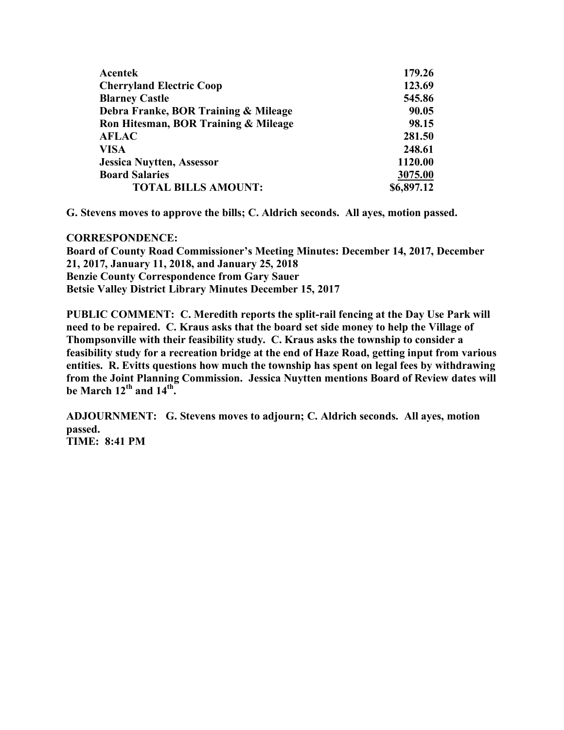| | |
|---|---|
| **Acentek** | **179.26** |
| **Cherryland Electric Coop** | **123.69** |
| **Blarney Castle** | **545.86** |
| **Debra Franke, BOR Training & Mileage** | **90.05** |
| **Ron Hitesman, BOR Training & Mileage** | **98.15** |
| **AFLAC** | **281.50** |
| **VISA** | **248.61** |
| **Jessica Nuytten, Assessor** | **1120.00** |
| **Board Salaries** | **3075.00** |
| **TOTAL BILLS AMOUNT:** | **$6,897.12** |

**G. Stevens moves to approve the bills; C. Aldrich seconds. All ayes, motion passed.**

**CORRESPONDENCE:**
**Board of County Road Commissioner's Meeting Minutes: December 14, 2017, December 21, 2017, January 11, 2018, and January 25, 2018**
**Benzie County Correspondence from Gary Sauer**
**Betsie Valley District Library Minutes December 15, 2017**

**PUBLIC COMMENT: C. Meredith reports the split-rail fencing at the Day Use Park will need to be repaired. C. Kraus asks that the board set side money to help the Village of Thompsonville with their feasibility study. C. Kraus asks the township to consider a feasibility study for a recreation bridge at the end of Haze Road, getting input from various entities. R. Evitts questions how much the township has spent on legal fees by withdrawing from the Joint Planning Commission. Jessica Nuytten mentions Board of Review dates will be March 12th and 14th.**

**ADJOURNMENT: G. Stevens moves to adjourn; C. Aldrich seconds. All ayes, motion passed.**
**TIME: 8:41 PM**